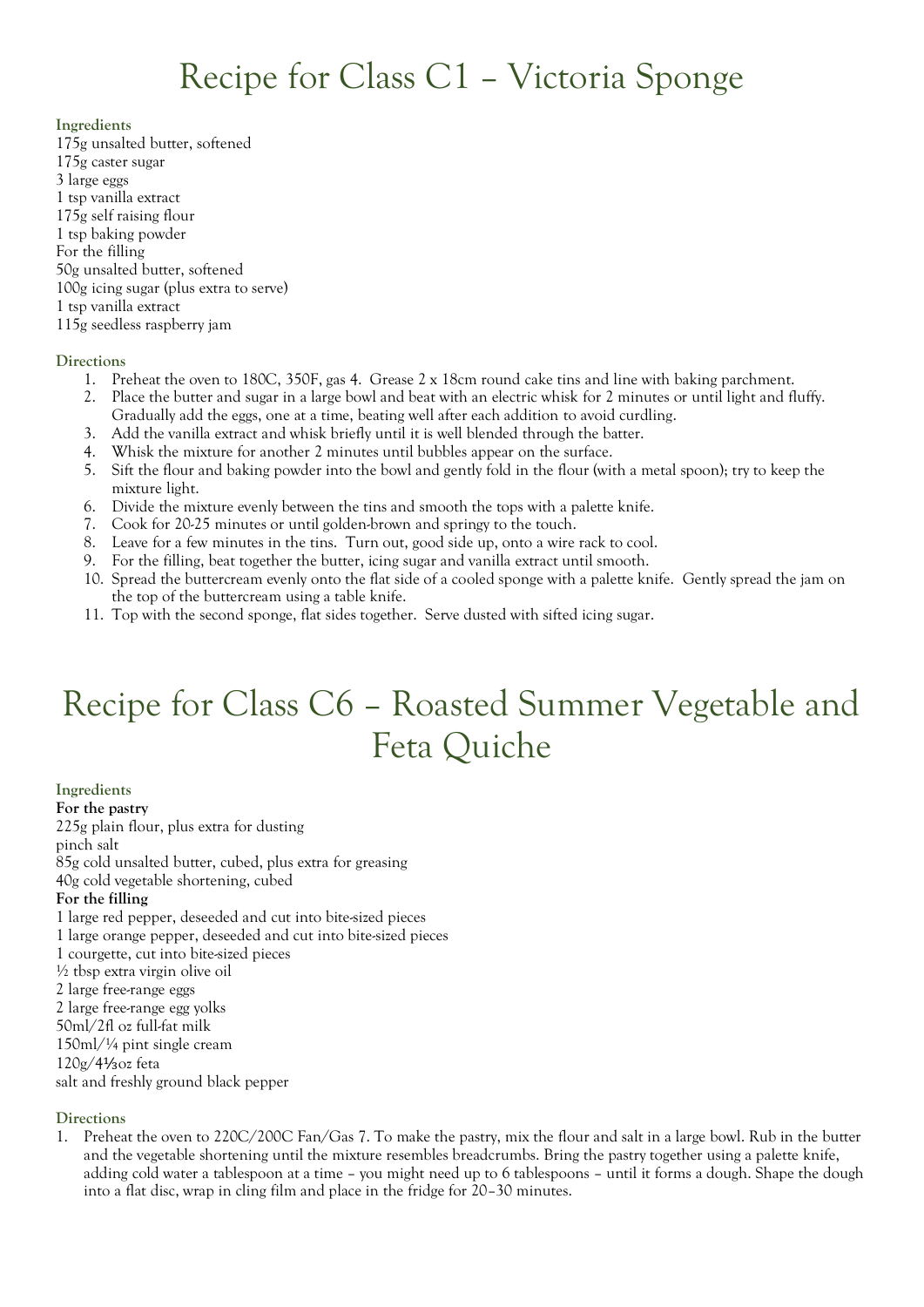# Recipe for Class C1 – Victoria Sponge

### Ingredients

175g unsalted butter, softened
175g caster sugar
3 large eggs
1 tsp vanilla extract
175g self raising flour
1 tsp baking powder
For the filling
50g unsalted butter, softened
100g icing sugar (plus extra to serve)
1 tsp vanilla extract
115g seedless raspberry jam

### Directions

1. Preheat the oven to 180C, 350F, gas 4. Grease 2 x 18cm round cake tins and line with baking parchment.
2. Place the butter and sugar in a large bowl and beat with an electric whisk for 2 minutes or until light and fluffy. Gradually add the eggs, one at a time, beating well after each addition to avoid curdling.
3. Add the vanilla extract and whisk briefly until it is well blended through the batter.
4. Whisk the mixture for another 2 minutes until bubbles appear on the surface.
5. Sift the flour and baking powder into the bowl and gently fold in the flour (with a metal spoon); try to keep the mixture light.
6. Divide the mixture evenly between the tins and smooth the tops with a palette knife.
7. Cook for 20-25 minutes or until golden-brown and springy to the touch.
8. Leave for a few minutes in the tins. Turn out, good side up, onto a wire rack to cool.
9. For the filling, beat together the butter, icing sugar and vanilla extract until smooth.
10. Spread the buttercream evenly onto the flat side of a cooled sponge with a palette knife. Gently spread the jam on the top of the buttercream using a table knife.
11. Top with the second sponge, flat sides together. Serve dusted with sifted icing sugar.

# Recipe for Class C6 – Roasted Summer Vegetable and Feta Quiche

### Ingredients

**For the pastry**
225g plain flour, plus extra for dusting
pinch salt
85g cold unsalted butter, cubed, plus extra for greasing
40g cold vegetable shortening, cubed
**For the filling**
1 large red pepper, deseeded and cut into bite-sized pieces
1 large orange pepper, deseeded and cut into bite-sized pieces
1 courgette, cut into bite-sized pieces
½ tbsp extra virgin olive oil
2 large free-range eggs
2 large free-range egg yolks
50ml/2fl oz full-fat milk
150ml/¼ pint single cream
120g/4⅓oz feta
salt and freshly ground black pepper

### Directions

1. Preheat the oven to 220C/200C Fan/Gas 7. To make the pastry, mix the flour and salt in a large bowl. Rub in the butter and the vegetable shortening until the mixture resembles breadcrumbs. Bring the pastry together using a palette knife, adding cold water a tablespoon at a time – you might need up to 6 tablespoons – until it forms a dough. Shape the dough into a flat disc, wrap in cling film and place in the fridge for 20–30 minutes.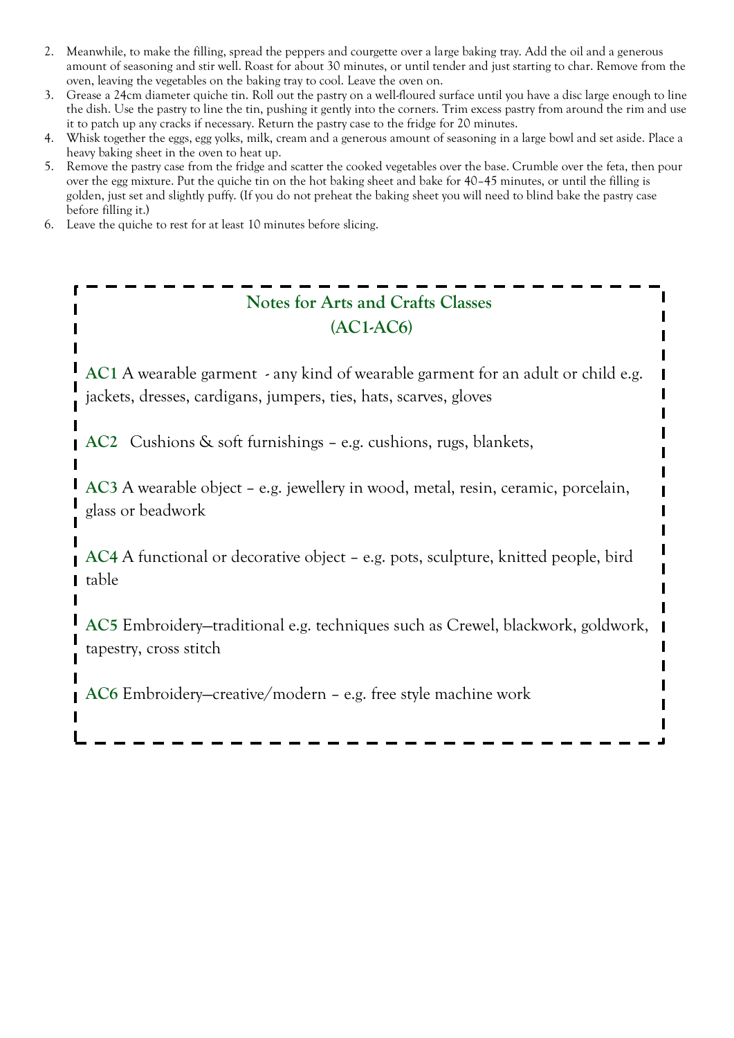2. Meanwhile, to make the filling, spread the peppers and courgette over a large baking tray. Add the oil and a generous amount of seasoning and stir well. Roast for about 30 minutes, or until tender and just starting to char. Remove from the oven, leaving the vegetables on the baking tray to cool. Leave the oven on.
3. Grease a 24cm diameter quiche tin. Roll out the pastry on a well-floured surface until you have a disc large enough to line the dish. Use the pastry to line the tin, pushing it gently into the corners. Trim excess pastry from around the rim and use it to patch up any cracks if necessary. Return the pastry case to the fridge for 20 minutes.
4. Whisk together the eggs, egg yolks, milk, cream and a generous amount of seasoning in a large bowl and set aside. Place a heavy baking sheet in the oven to heat up.
5. Remove the pastry case from the fridge and scatter the cooked vegetables over the base. Crumble over the feta, then pour over the egg mixture. Put the quiche tin on the hot baking sheet and bake for 40–45 minutes, or until the filling is golden, just set and slightly puffy. (If you do not preheat the baking sheet you will need to blind bake the pastry case before filling it.)
6. Leave the quiche to rest for at least 10 minutes before slicing.

## Notes for Arts and Crafts Classes (AC1-AC6)

**AC1** A wearable garment - any kind of wearable garment for an adult or child e.g. jackets, dresses, cardigans, jumpers, ties, hats, scarves, gloves

**AC2** Cushions & soft furnishings – e.g. cushions, rugs, blankets,

**AC3** A wearable object – e.g. jewellery in wood, metal, resin, ceramic, porcelain, glass or beadwork

**AC4** A functional or decorative object – e.g. pots, sculpture, knitted people, bird table

**AC5** Embroidery—traditional e.g. techniques such as Crewel, blackwork, goldwork, tapestry, cross stitch

**AC6** Embroidery—creative/modern – e.g. free style machine work